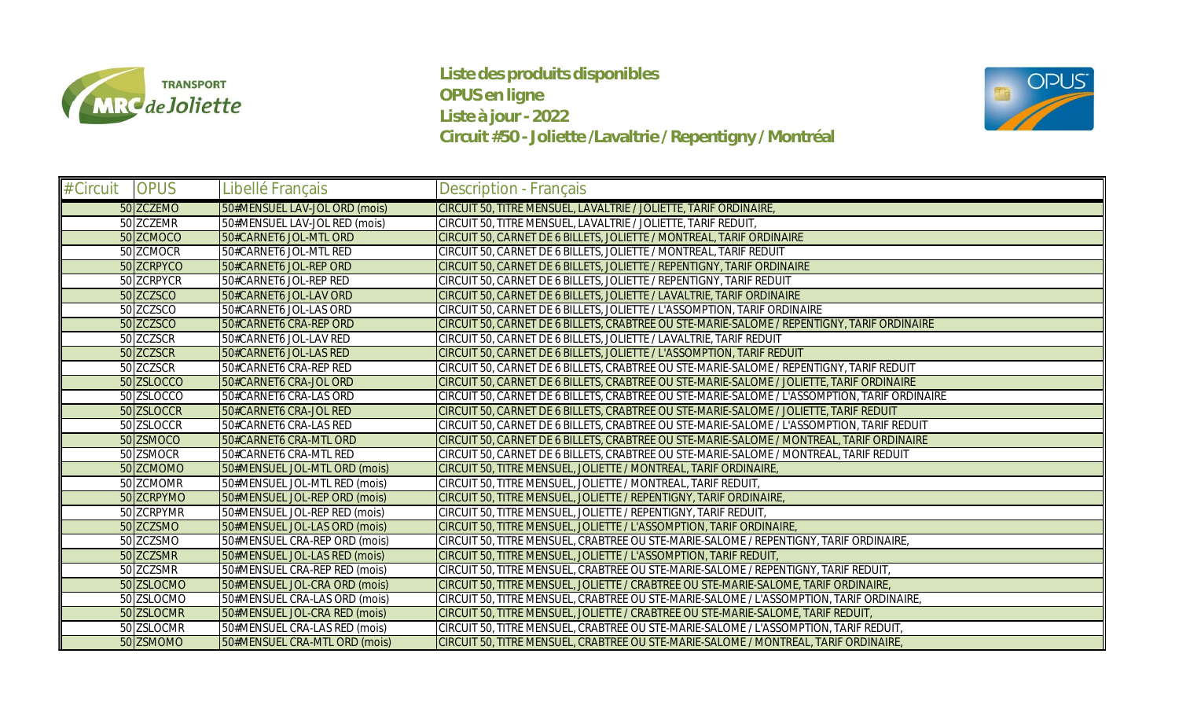TRANSPORT MRC de Joliette

**Liste des produits disponibles**
**OPUS en ligne**
**Liste à jour - 2022**
**Circuit #50 - Joliette /Lavaltrie / Repentigny / Montréal**

OPUS

| #Circuit | OPUS | Libellé Français | Description - Français |
|---|---|---|---|
| 50 | ZCZEMO | 50#MENSUEL LAV-JOL ORD (mois) | CIRCUIT 50, TITRE MENSUEL, LAVALTRIE / JOLIETTE, TARIF ORDINAIRE, |
| 50 | ZCZEMR | 50#MENSUEL LAV-JOL RED (mois) | CIRCUIT 50, TITRE MENSUEL, LAVALTRIE / JOLIETTE, TARIF REDUIT, |
| 50 | ZCMOCO | 50#CARNET6 JOL-MTL ORD | CIRCUIT 50, CARNET DE 6 BILLETS, JOLIETTE / MONTREAL, TARIF ORDINAIRE |
| 50 | ZCMOCR | 50#CARNET6 JOL-MTL RED | CIRCUIT 50, CARNET DE 6 BILLETS, JOLIETTE / MONTREAL, TARIF REDUIT |
| 50 | ZCRPYCO | 50#CARNET6 JOL-REP ORD | CIRCUIT 50, CARNET DE 6 BILLETS, JOLIETTE / REPENTIGNY, TARIF ORDINAIRE |
| 50 | ZCRPYCR | 50#CARNET6 JOL-REP RED | CIRCUIT 50, CARNET DE 6 BILLETS, JOLIETTE / REPENTIGNY, TARIF REDUIT |
| 50 | ZCZSCO | 50#CARNET6 JOL-LAV ORD | CIRCUIT 50, CARNET DE 6 BILLETS, JOLIETTE / LAVALTRIE, TARIF ORDINAIRE |
| 50 | ZCZSCO | 50#CARNET6 JOL-LAS ORD | CIRCUIT 50, CARNET DE 6 BILLETS, JOLIETTE / L'ASSOMPTION, TARIF ORDINAIRE |
| 50 | ZCZSCO | 50#CARNET6 CRA-REP ORD | CIRCUIT 50, CARNET DE 6 BILLETS, CRABTREE OU STE-MARIE-SALOME / REPENTIGNY, TARIF ORDINAIRE |
| 50 | ZCZSCR | 50#CARNET6 JOL-LAV RED | CIRCUIT 50, CARNET DE 6 BILLETS, JOLIETTE / LAVALTRIE, TARIF REDUIT |
| 50 | ZCZSCR | 50#CARNET6 JOL-LAS RED | CIRCUIT 50, CARNET DE 6 BILLETS, JOLIETTE / L'ASSOMPTION, TARIF REDUIT |
| 50 | ZCZSCR | 50#CARNET6 CRA-REP RED | CIRCUIT 50, CARNET DE 6 BILLETS, CRABTREE OU STE-MARIE-SALOME / REPENTIGNY, TARIF REDUIT |
| 50 | ZSLOCCO | 50#CARNET6 CRA-JOL ORD | CIRCUIT 50, CARNET DE 6 BILLETS, CRABTREE OU STE-MARIE-SALOME / JOLIETTE, TARIF ORDINAIRE |
| 50 | ZSLOCCO | 50#CARNET6 CRA-LAS ORD | CIRCUIT 50, CARNET DE 6 BILLETS, CRABTREE OU STE-MARIE-SALOME / L'ASSOMPTION, TARIF ORDINAIRE |
| 50 | ZSLOCCR | 50#CARNET6 CRA-JOL RED | CIRCUIT 50, CARNET DE 6 BILLETS, CRABTREE OU STE-MARIE-SALOME / JOLIETTE, TARIF REDUIT |
| 50 | ZSLOCCR | 50#CARNET6 CRA-LAS RED | CIRCUIT 50, CARNET DE 6 BILLETS, CRABTREE OU STE-MARIE-SALOME / L'ASSOMPTION, TARIF REDUIT |
| 50 | ZSMOCO | 50#CARNET6 CRA-MTL ORD | CIRCUIT 50, CARNET DE 6 BILLETS, CRABTREE OU STE-MARIE-SALOME / MONTREAL, TARIF ORDINAIRE |
| 50 | ZSMOCR | 50#CARNET6 CRA-MTL RED | CIRCUIT 50, CARNET DE 6 BILLETS, CRABTREE OU STE-MARIE-SALOME / MONTREAL, TARIF REDUIT |
| 50 | ZCMOMO | 50#MENSUEL JOL-MTL ORD (mois) | CIRCUIT 50, TITRE MENSUEL, JOLIETTE / MONTREAL, TARIF ORDINAIRE, |
| 50 | ZCMOMR | 50#MENSUEL JOL-MTL RED (mois) | CIRCUIT 50, TITRE MENSUEL, JOLIETTE / MONTREAL, TARIF REDUIT, |
| 50 | ZCRPYMO | 50#MENSUEL JOL-REP ORD (mois) | CIRCUIT 50, TITRE MENSUEL, JOLIETTE / REPENTIGNY, TARIF ORDINAIRE, |
| 50 | ZCRPYMR | 50#MENSUEL JOL-REP RED (mois) | CIRCUIT 50, TITRE MENSUEL, JOLIETTE / REPENTIGNY, TARIF REDUIT, |
| 50 | ZCZSMO | 50#MENSUEL JOL-LAS ORD (mois) | CIRCUIT 50, TITRE MENSUEL, JOLIETTE / L'ASSOMPTION, TARIF ORDINAIRE, |
| 50 | ZCZSMO | 50#MENSUEL CRA-REP ORD (mois) | CIRCUIT 50, TITRE MENSUEL, CRABTREE OU STE-MARIE-SALOME / REPENTIGNY, TARIF ORDINAIRE, |
| 50 | ZCZSMR | 50#MENSUEL JOL-LAS RED (mois) | CIRCUIT 50, TITRE MENSUEL, JOLIETTE / L'ASSOMPTION, TARIF REDUIT, |
| 50 | ZCZSMR | 50#MENSUEL CRA-REP RED (mois) | CIRCUIT 50, TITRE MENSUEL, CRABTREE OU STE-MARIE-SALOME / REPENTIGNY, TARIF REDUIT, |
| 50 | ZSLOCMO | 50#MENSUEL JOL-CRA ORD (mois) | CIRCUIT 50, TITRE MENSUEL, JOLIETTE / CRABTREE OU STE-MARIE-SALOME, TARIF ORDINAIRE, |
| 50 | ZSLOCMO | 50#MENSUEL CRA-LAS ORD (mois) | CIRCUIT 50, TITRE MENSUEL, CRABTREE OU STE-MARIE-SALOME / L'ASSOMPTION, TARIF ORDINAIRE, |
| 50 | ZSLOCMR | 50#MENSUEL JOL-CRA RED (mois) | CIRCUIT 50, TITRE MENSUEL, JOLIETTE / CRABTREE OU STE-MARIE-SALOME, TARIF REDUIT, |
| 50 | ZSLOCMR | 50#MENSUEL CRA-LAS RED (mois) | CIRCUIT 50, TITRE MENSUEL, CRABTREE OU STE-MARIE-SALOME / L'ASSOMPTION, TARIF REDUIT, |
| 50 | ZSMOMO | 50#MENSUEL CRA-MTL ORD (mois) | CIRCUIT 50, TITRE MENSUEL, CRABTREE OU STE-MARIE-SALOME / MONTREAL, TARIF ORDINAIRE, |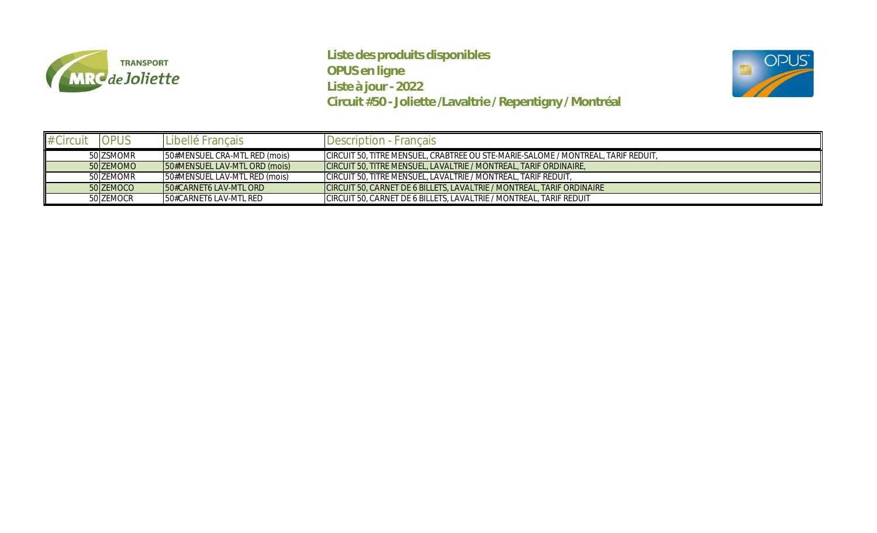TRANSPORT MRC de Joliette

**Liste des produits disponibles**
**OPUS en ligne**
**Liste à jour - 2022**
**Circuit #50 - Joliette /Lavaltrie / Repentigny / Montréal**

| #Circuit | OPUS | Libellé Français | Description - Français |
|---|---|---|---|
| 50 | ZSMOMR | 50#MENSUEL CRA-MTL RED (mois) | CIRCUIT 50, TITRE MENSUEL, CRABTREE OU STE-MARIE-SALOME / MONTREAL, TARIF REDUIT, |
| 50 | ZEMOMO | 50#MENSUEL LAV-MTL ORD (mois) | CIRCUIT 50, TITRE MENSUEL, LAVALTRIE / MONTREAL, TARIF ORDINAIRE, |
| 50 | ZEMOMR | 50#MENSUEL LAV-MTL RED (mois) | CIRCUIT 50, TITRE MENSUEL, LAVALTRIE / MONTREAL, TARIF REDUIT, |
| 50 | ZEMOCO | 50#CARNET6 LAV-MTL ORD | CIRCUIT 50, CARNET DE 6 BILLETS, LAVALTRIE / MONTREAL, TARIF ORDINAIRE |
| 50 | ZEMOCR | 50#CARNET6 LAV-MTL RED | CIRCUIT 50, CARNET DE 6 BILLETS, LAVALTRIE / MONTREAL, TARIF REDUIT |